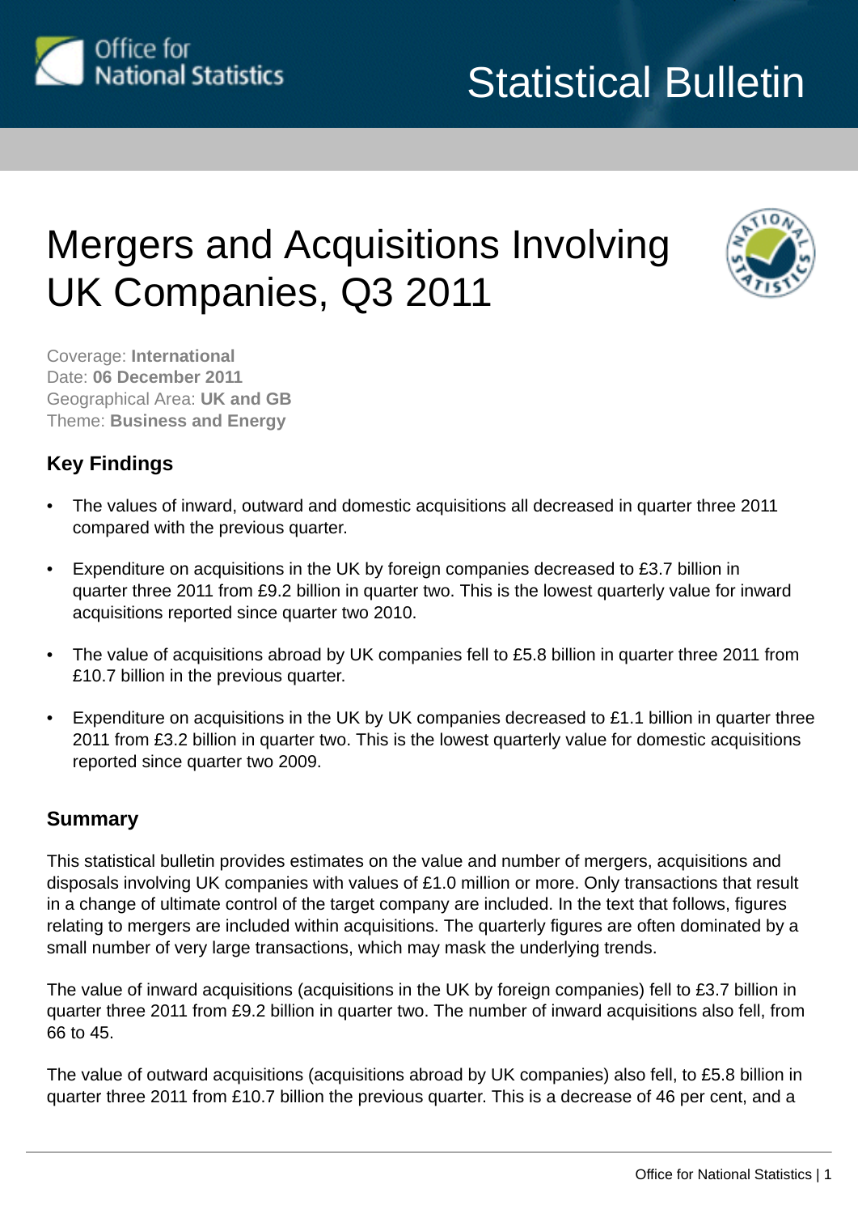Statistical Bulletin

# Mergers and Acquisitions Involving UK Companies, Q3 2011

Coverage: **International**
Date: **06 December 2011**
Geographical Area: **UK and GB**
Theme: **Business and Energy**

## Key Findings

- The values of inward, outward and domestic acquisitions all decreased in quarter three 2011 compared with the previous quarter.
- Expenditure on acquisitions in the UK by foreign companies decreased to £3.7 billion in quarter three 2011 from £9.2 billion in quarter two. This is the lowest quarterly value for inward acquisitions reported since quarter two 2010.
- The value of acquisitions abroad by UK companies fell to £5.8 billion in quarter three 2011 from £10.7 billion in the previous quarter.
- Expenditure on acquisitions in the UK by UK companies decreased to £1.1 billion in quarter three 2011 from £3.2 billion in quarter two. This is the lowest quarterly value for domestic acquisitions reported since quarter two 2009.

## Summary

This statistical bulletin provides estimates on the value and number of mergers, acquisitions and disposals involving UK companies with values of £1.0 million or more. Only transactions that result in a change of ultimate control of the target company are included. In the text that follows, figures relating to mergers are included within acquisitions. The quarterly figures are often dominated by a small number of very large transactions, which may mask the underlying trends.

The value of inward acquisitions (acquisitions in the UK by foreign companies) fell to £3.7 billion in quarter three 2011 from £9.2 billion in quarter two. The number of inward acquisitions also fell, from 66 to 45.

The value of outward acquisitions (acquisitions abroad by UK companies) also fell, to £5.8 billion in quarter three 2011 from £10.7 billion the previous quarter. This is a decrease of 46 per cent, and a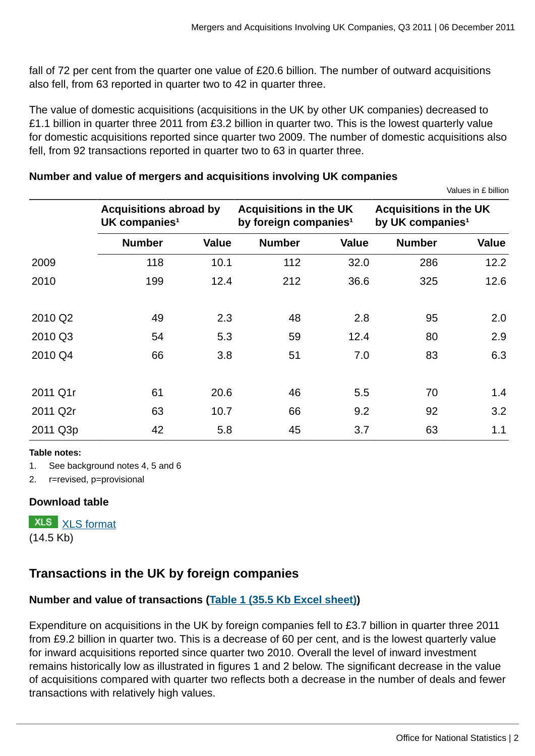fall of 72 per cent from the quarter one value of £20.6 billion. The number of outward acquisitions also fell, from 63 reported in quarter two to 42 in quarter three.

The value of domestic acquisitions (acquisitions in the UK by other UK companies) decreased to £1.1 billion in quarter three 2011 from £3.2 billion in quarter two. This is the lowest quarterly value for domestic acquisitions reported since quarter two 2009. The number of domestic acquisitions also fell, from 92 transactions reported in quarter two to 63 in quarter three.

**Number and value of mergers and acquisitions involving UK companies**

Values in £ billion

| | Acquisitions abroad by UK companies[1] | | Acquisitions in the UK by foreign companies[1] | | Acquisitions in the UK by UK companies[1] | |
|---|---|---|---|---|---|---|
| | Number | Value | Number | Value | Number | Value |
| 2009 | 118 | 10.1 | 112 | 32.0 | 286 | 12.2 |
| 2010 | 199 | 12.4 | 212 | 36.6 | 325 | 12.6 |
| | | | | | | |
| 2010 Q2 | 49 | 2.3 | 48 | 2.8 | 95 | 2.0 |
| 2010 Q3 | 54 | 5.3 | 59 | 12.4 | 80 | 2.9 |
| 2010 Q4 | 66 | 3.8 | 51 | 7.0 | 83 | 6.3 |
| | | | | | | |
| 2011 Q1r | 61 | 20.6 | 46 | 5.5 | 70 | 1.4 |
| 2011 Q2r | 63 | 10.7 | 66 | 9.2 | 92 | 3.2 |
| 2011 Q3p | 42 | 5.8 | 45 | 3.7 | 63 | 1.1 |

**Table notes:**

1. See background notes 4, 5 and 6
2. r=revised, p=provisional

**Download table**

XLS [XLS format](#)
(14.5 Kb)

## Transactions in the UK by foreign companies

**Number and value of transactions ([Table 1 (35.5 Kb Excel sheet)](#))**

Expenditure on acquisitions in the UK by foreign companies fell to £3.7 billion in quarter three 2011 from £9.2 billion in quarter two. This is a decrease of 60 per cent, and is the lowest quarterly value for inward acquisitions reported since quarter two 2010. Overall the level of inward investment remains historically low as illustrated in figures 1 and 2 below. The significant decrease in the value of acquisitions compared with quarter two reflects both a decrease in the number of deals and fewer transactions with relatively high values.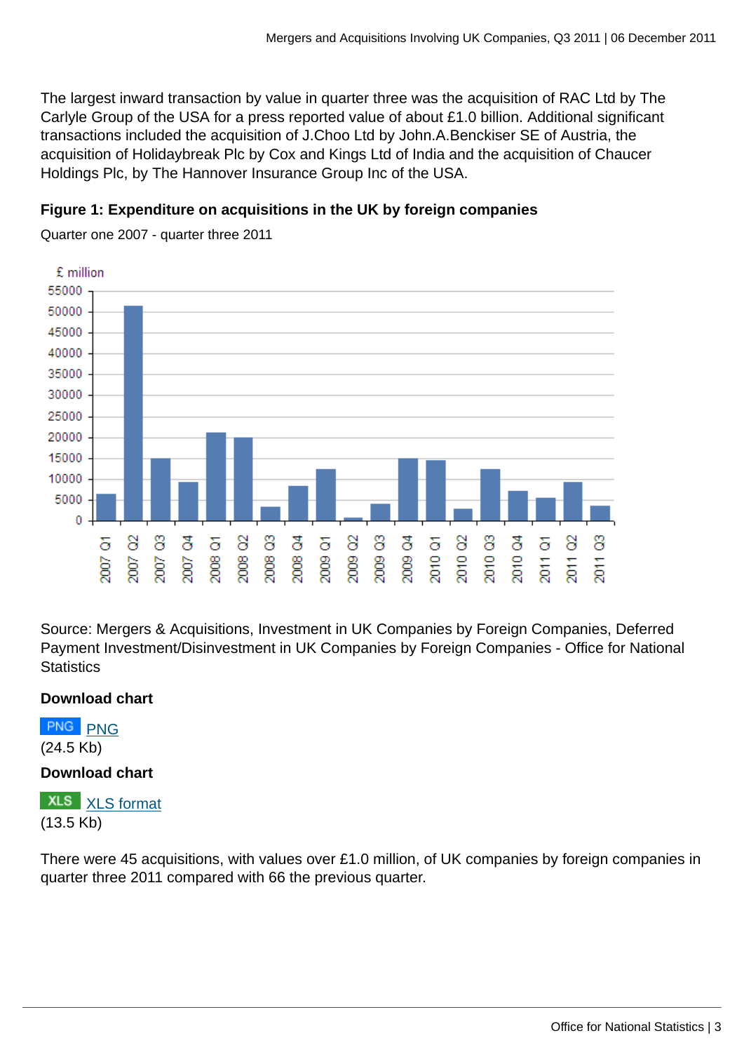The largest inward transaction by value in quarter three was the acquisition of RAC Ltd by The Carlyle Group of the USA for a press reported value of about £1.0 billion. Additional significant transactions included the acquisition of J.Choo Ltd by John.A.Benckiser SE of Austria, the acquisition of Holidaybreak Plc by Cox and Kings Ltd of India and the acquisition of Chaucer Holdings Plc, by The Hannover Insurance Group Inc of the USA.

### Figure 1: Expenditure on acquisitions in the UK by foreign companies

Quarter one 2007 - quarter three 2011

Source: Mergers & Acquisitions, Investment in UK Companies by Foreign Companies, Deferred Payment Investment/Disinvestment in UK Companies by Foreign Companies - Office for National Statistics

**Download chart**

PNG PNG
(24.5 Kb)

**Download chart**

XLS XLS format
(13.5 Kb)

There were 45 acquisitions, with values over £1.0 million, of UK companies by foreign companies in quarter three 2011 compared with 66 the previous quarter.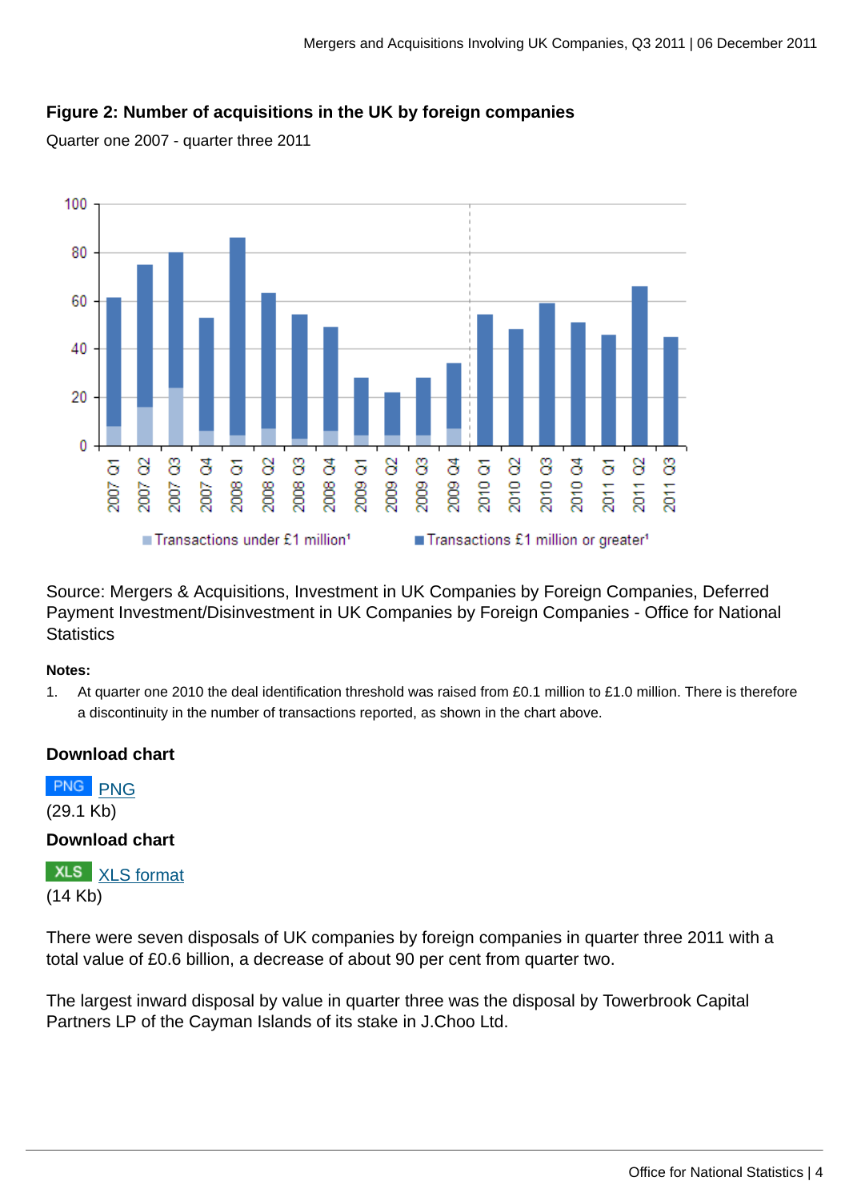### Figure 2: Number of acquisitions in the UK by foreign companies

Quarter one 2007 - quarter three 2011

Source: Mergers & Acquisitions, Investment in UK Companies by Foreign Companies, Deferred Payment Investment/Disinvestment in UK Companies by Foreign Companies - Office for National Statistics

**Notes:**

1. At quarter one 2010 the deal identification threshold was raised from £0.1 million to £1.0 million. There is therefore a discontinuity in the number of transactions reported, as shown in the chart above.

**Download chart**

PNG [PNG](#)
(29.1 Kb)

**Download chart**

XLS [XLS format](#)
(14 Kb)

There were seven disposals of UK companies by foreign companies in quarter three 2011 with a total value of £0.6 billion, a decrease of about 90 per cent from quarter two.

The largest inward disposal by value in quarter three was the disposal by Towerbrook Capital Partners LP of the Cayman Islands of its stake in J.Choo Ltd.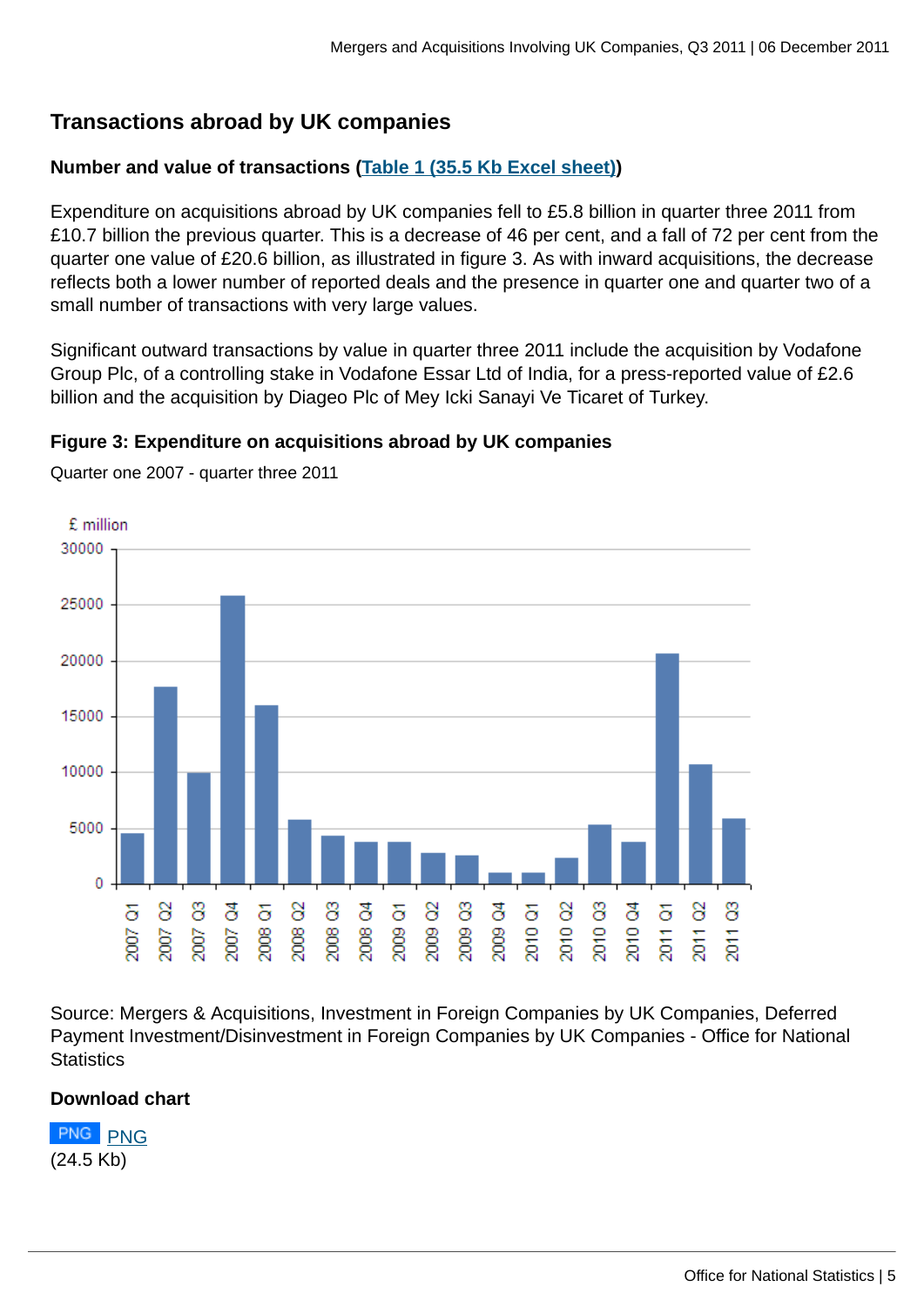## Transactions abroad by UK companies

### Number and value of transactions (Table 1 (35.5 Kb Excel sheet))

Expenditure on acquisitions abroad by UK companies fell to £5.8 billion in quarter three 2011 from £10.7 billion the previous quarter. This is a decrease of 46 per cent, and a fall of 72 per cent from the quarter one value of £20.6 billion, as illustrated in figure 3. As with inward acquisitions, the decrease reflects both a lower number of reported deals and the presence in quarter one and quarter two of a small number of transactions with very large values.

Significant outward transactions by value in quarter three 2011 include the acquisition by Vodafone Group Plc, of a controlling stake in Vodafone Essar Ltd of India, for a press-reported value of £2.6 billion and the acquisition by Diageo Plc of Mey Icki Sanayi Ve Ticaret of Turkey.

**Figure 3: Expenditure on acquisitions abroad by UK companies**

Quarter one 2007 - quarter three 2011

Source: Mergers & Acquisitions, Investment in Foreign Companies by UK Companies, Deferred Payment Investment/Disinvestment in Foreign Companies by UK Companies - Office for National Statistics

**Download chart**

PNG PNG
(24.5 Kb)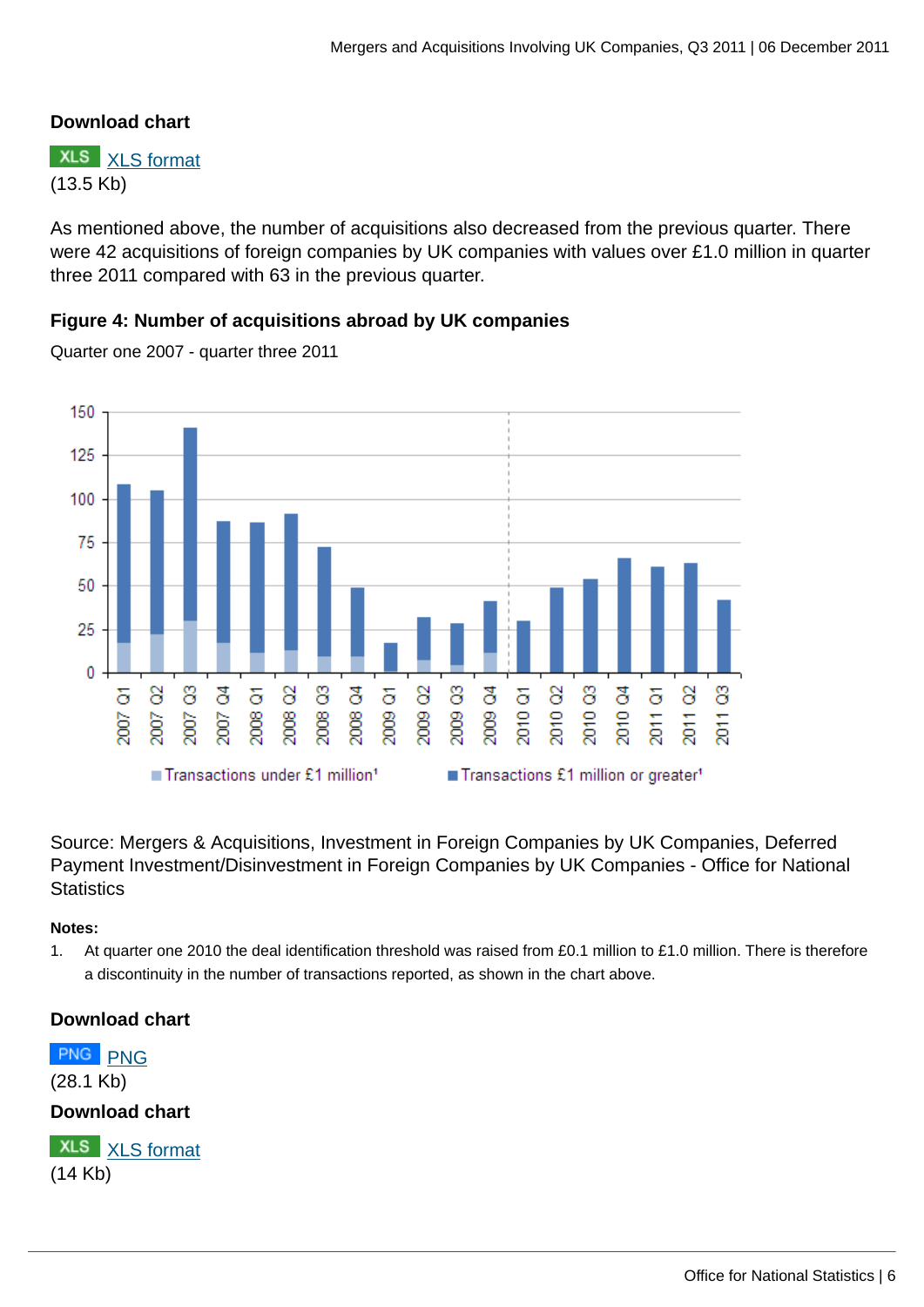**Download chart**

XLS [XLS format](#)
(13.5 Kb)

As mentioned above, the number of acquisitions also decreased from the previous quarter. There were 42 acquisitions of foreign companies by UK companies with values over £1.0 million in quarter three 2011 compared with 63 in the previous quarter.

**Figure 4: Number of acquisitions abroad by UK companies**

Quarter one 2007 - quarter three 2011

Source: Mergers & Acquisitions, Investment in Foreign Companies by UK Companies, Deferred Payment Investment/Disinvestment in Foreign Companies by UK Companies - Office for National Statistics

**Notes:**

1. At quarter one 2010 the deal identification threshold was raised from £0.1 million to £1.0 million. There is therefore a discontinuity in the number of transactions reported, as shown in the chart above.

**Download chart**

PNG [PNG](#)
(28.1 Kb)

**Download chart**

XLS [XLS format](#)
(14 Kb)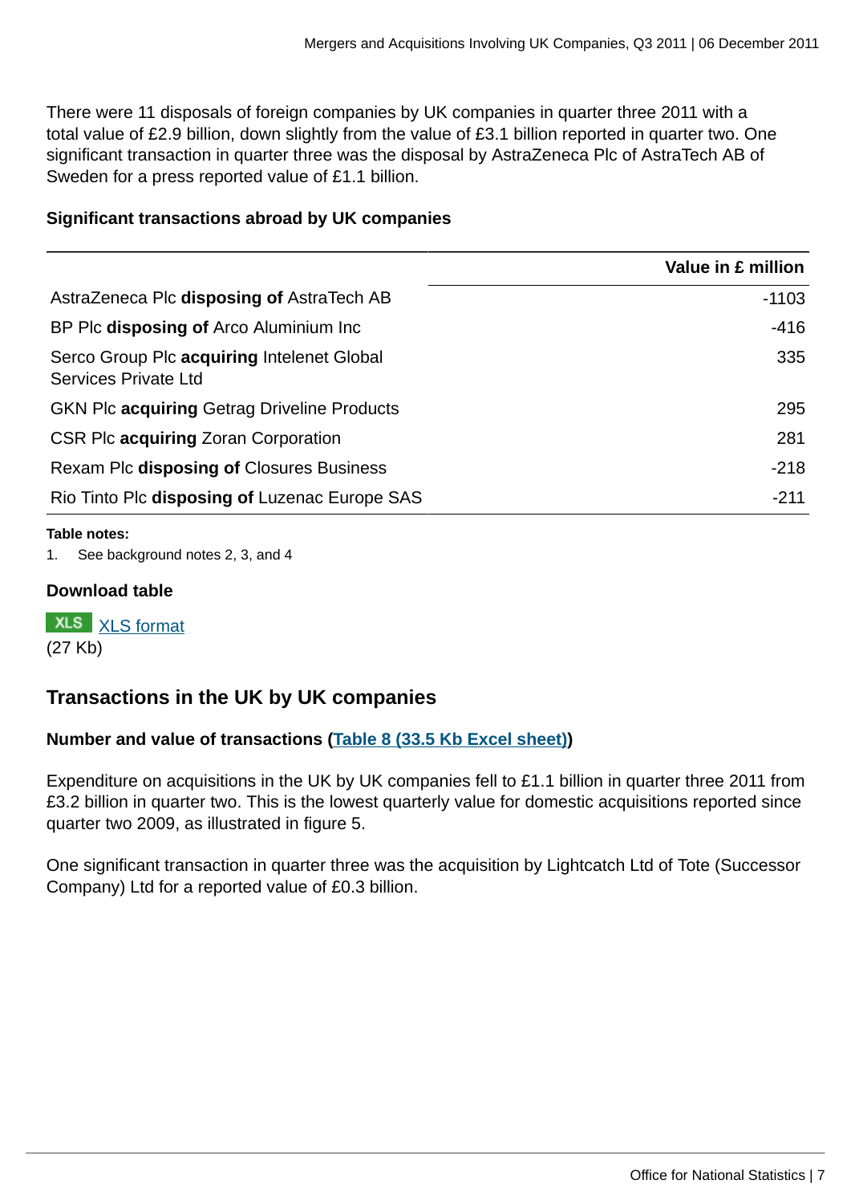There were 11 disposals of foreign companies by UK companies in quarter three 2011 with a total value of £2.9 billion, down slightly from the value of £3.1 billion reported in quarter two. One significant transaction in quarter three was the disposal by AstraZeneca Plc of AstraTech AB of Sweden for a press reported value of £1.1 billion.

**Significant transactions abroad by UK companies**

| | Value in £ million |
|---|---|
| AstraZeneca Plc **disposing of** AstraTech AB | -1103 |
| BP Plc **disposing of** Arco Aluminium Inc | -416 |
| Serco Group Plc **acquiring** Intelenet Global Services Private Ltd | 335 |
| GKN Plc **acquiring** Getrag Driveline Products | 295 |
| CSR Plc **acquiring** Zoran Corporation | 281 |
| Rexam Plc **disposing of** Closures Business | -218 |
| Rio Tinto Plc **disposing of** Luzenac Europe SAS | -211 |

**Table notes:**

1. See background notes 2, 3, and 4

**Download table**

XLS [XLS format](XLS format)
(27 Kb)

## Transactions in the UK by UK companies

**Number and value of transactions ([Table 8 (33.5 Kb Excel sheet)](Table 8 (33.5 Kb Excel sheet)))**

Expenditure on acquisitions in the UK by UK companies fell to £1.1 billion in quarter three 2011 from £3.2 billion in quarter two. This is the lowest quarterly value for domestic acquisitions reported since quarter two 2009, as illustrated in figure 5.

One significant transaction in quarter three was the acquisition by Lightcatch Ltd of Tote (Successor Company) Ltd for a reported value of £0.3 billion.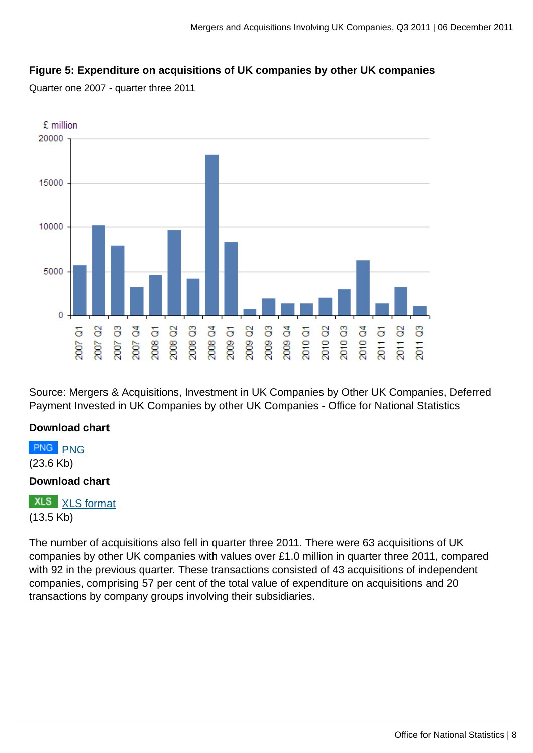**Figure 5: Expenditure on acquisitions of UK companies by other UK companies**

Quarter one 2007 - quarter three 2011

Source: Mergers & Acquisitions, Investment in UK Companies by Other UK Companies, Deferred Payment Invested in UK Companies by other UK Companies - Office for National Statistics

**Download chart**

PNG (23.6 Kb)

**Download chart**

XLS format (13.5 Kb)

The number of acquisitions also fell in quarter three 2011. There were 63 acquisitions of UK companies by other UK companies with values over £1.0 million in quarter three 2011, compared with 92 in the previous quarter. These transactions consisted of 43 acquisitions of independent companies, comprising 57 per cent of the total value of expenditure on acquisitions and 20 transactions by company groups involving their subsidiaries.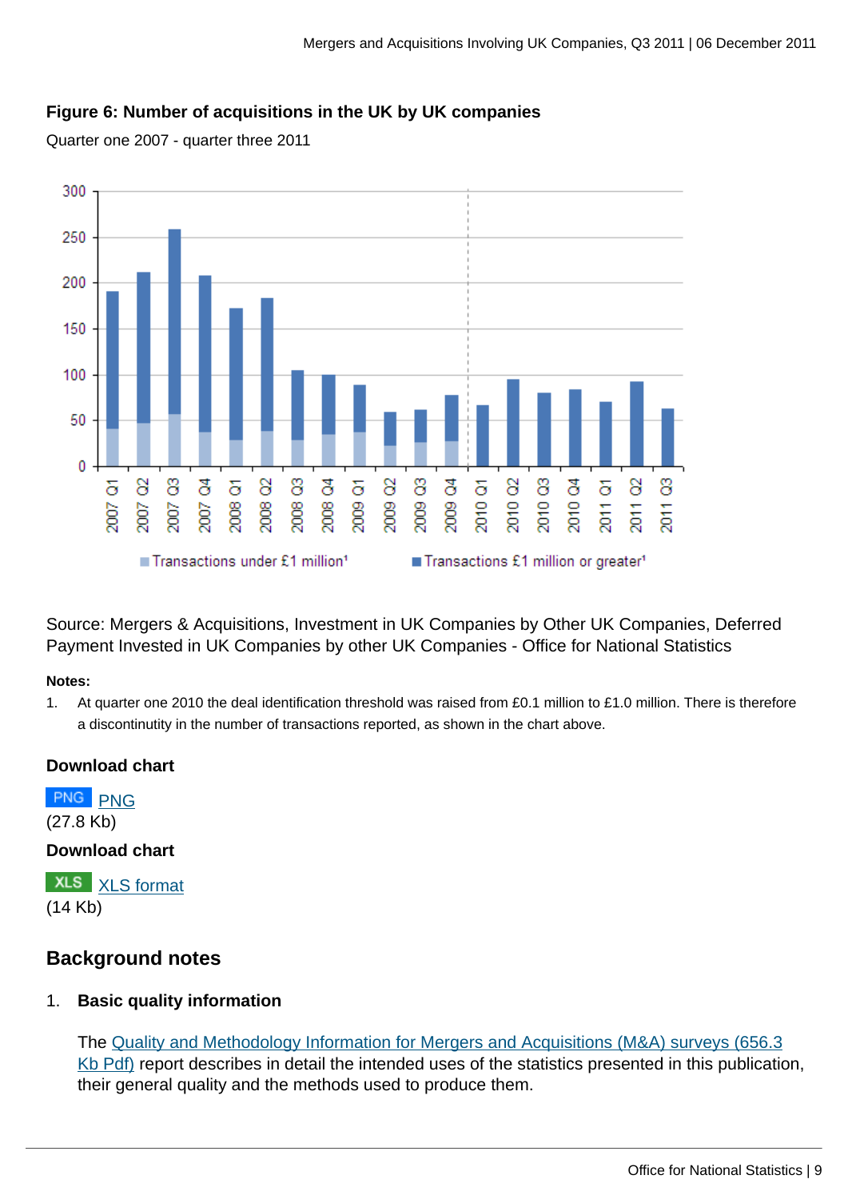**Figure 6: Number of acquisitions in the UK by UK companies**

Quarter one 2007 - quarter three 2011

Source: Mergers & Acquisitions, Investment in UK Companies by Other UK Companies, Deferred Payment Invested in UK Companies by other UK Companies - Office for National Statistics

**Notes:**

1. At quarter one 2010 the deal identification threshold was raised from £0.1 million to £1.0 million. There is therefore a discontinuity in the number of transactions reported, as shown in the chart above.

**Download chart**

PNG (27.8 Kb)

**Download chart**

XLS format (14 Kb)

## Background notes

1. **Basic quality information**

   The Quality and Methodology Information for Mergers and Acquisitions (M&A) surveys (656.3 Kb Pdf) report describes in detail the intended uses of the statistics presented in this publication, their general quality and the methods used to produce them.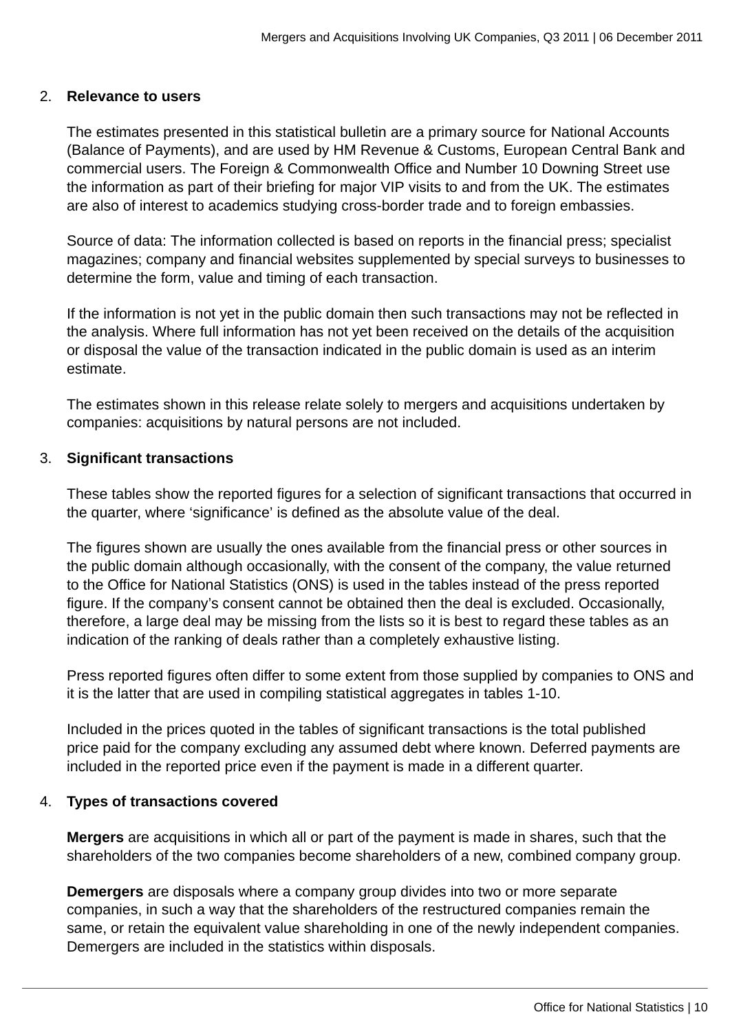2. **Relevance to users**

The estimates presented in this statistical bulletin are a primary source for National Accounts (Balance of Payments), and are used by HM Revenue & Customs, European Central Bank and commercial users. The Foreign & Commonwealth Office and Number 10 Downing Street use the information as part of their briefing for major VIP visits to and from the UK. The estimates are also of interest to academics studying cross-border trade and to foreign embassies.

Source of data: The information collected is based on reports in the financial press; specialist magazines; company and financial websites supplemented by special surveys to businesses to determine the form, value and timing of each transaction.

If the information is not yet in the public domain then such transactions may not be reflected in the analysis. Where full information has not yet been received on the details of the acquisition or disposal the value of the transaction indicated in the public domain is used as an interim estimate.

The estimates shown in this release relate solely to mergers and acquisitions undertaken by companies: acquisitions by natural persons are not included.

3. **Significant transactions**

These tables show the reported figures for a selection of significant transactions that occurred in the quarter, where 'significance' is defined as the absolute value of the deal.

The figures shown are usually the ones available from the financial press or other sources in the public domain although occasionally, with the consent of the company, the value returned to the Office for National Statistics (ONS) is used in the tables instead of the press reported figure. If the company's consent cannot be obtained then the deal is excluded. Occasionally, therefore, a large deal may be missing from the lists so it is best to regard these tables as an indication of the ranking of deals rather than a completely exhaustive listing.

Press reported figures often differ to some extent from those supplied by companies to ONS and it is the latter that are used in compiling statistical aggregates in tables 1-10.

Included in the prices quoted in the tables of significant transactions is the total published price paid for the company excluding any assumed debt where known. Deferred payments are included in the reported price even if the payment is made in a different quarter.

4. **Types of transactions covered**

**Mergers** are acquisitions in which all or part of the payment is made in shares, such that the shareholders of the two companies become shareholders of a new, combined company group.

**Demergers** are disposals where a company group divides into two or more separate companies, in such a way that the shareholders of the restructured companies remain the same, or retain the equivalent value shareholding in one of the newly independent companies. Demergers are included in the statistics within disposals.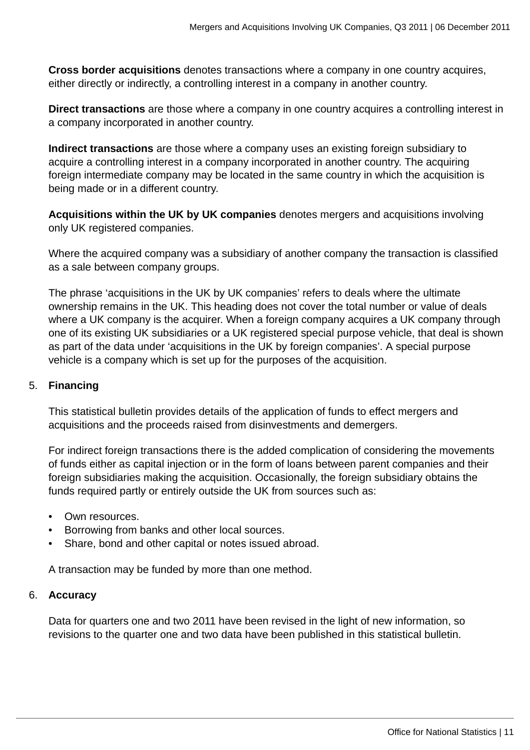**Cross border acquisitions** denotes transactions where a company in one country acquires, either directly or indirectly, a controlling interest in a company in another country.

**Direct transactions** are those where a company in one country acquires a controlling interest in a company incorporated in another country.

**Indirect transactions** are those where a company uses an existing foreign subsidiary to acquire a controlling interest in a company incorporated in another country. The acquiring foreign intermediate company may be located in the same country in which the acquisition is being made or in a different country.

**Acquisitions within the UK by UK companies** denotes mergers and acquisitions involving only UK registered companies.

Where the acquired company was a subsidiary of another company the transaction is classified as a sale between company groups.

The phrase 'acquisitions in the UK by UK companies' refers to deals where the ultimate ownership remains in the UK. This heading does not cover the total number or value of deals where a UK company is the acquirer. When a foreign company acquires a UK company through one of its existing UK subsidiaries or a UK registered special purpose vehicle, that deal is shown as part of the data under 'acquisitions in the UK by foreign companies'. A special purpose vehicle is a company which is set up for the purposes of the acquisition.

5. **Financing**

This statistical bulletin provides details of the application of funds to effect mergers and acquisitions and the proceeds raised from disinvestments and demergers.

For indirect foreign transactions there is the added complication of considering the movements of funds either as capital injection or in the form of loans between parent companies and their foreign subsidiaries making the acquisition. Occasionally, the foreign subsidiary obtains the funds required partly or entirely outside the UK from sources such as:

- Own resources.
- Borrowing from banks and other local sources.
- Share, bond and other capital or notes issued abroad.

A transaction may be funded by more than one method.

6. **Accuracy**

Data for quarters one and two 2011 have been revised in the light of new information, so revisions to the quarter one and two data have been published in this statistical bulletin.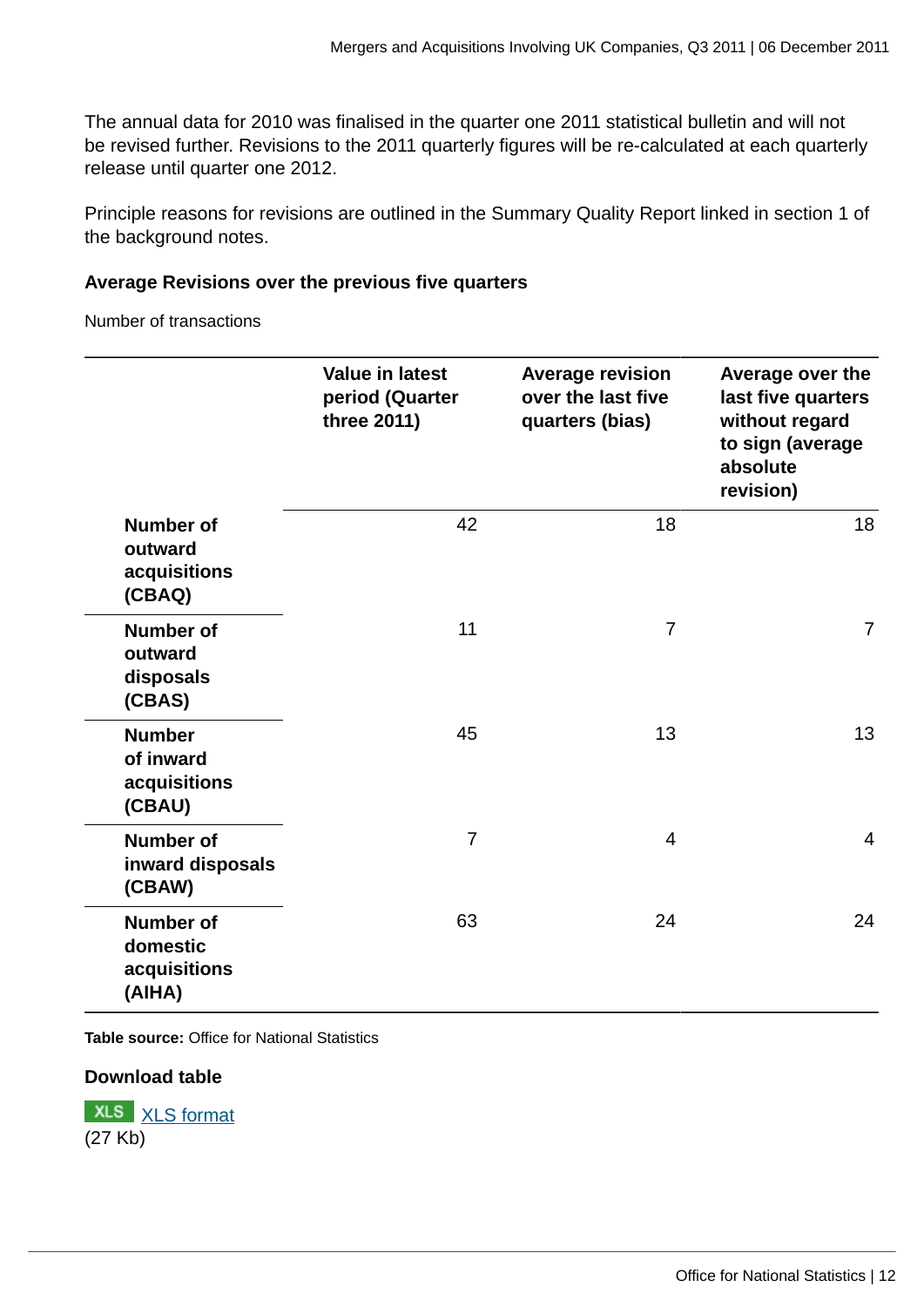The annual data for 2010 was finalised in the quarter one 2011 statistical bulletin and will not be revised further. Revisions to the 2011 quarterly figures will be re-calculated at each quarterly release until quarter one 2012.

Principle reasons for revisions are outlined in the Summary Quality Report linked in section 1 of the background notes.

**Average Revisions over the previous five quarters**

Number of transactions

| | Value in latest period (Quarter three 2011) | Average revision over the last five quarters (bias) | Average over the last five quarters without regard to sign (average absolute revision) |
|---|---|---|---|
| **Number of outward acquisitions (CBAQ)** | 42 | 18 | 18 |
| **Number of outward disposals (CBAS)** | 11 | 7 | 7 |
| **Number of inward acquisitions (CBAU)** | 45 | 13 | 13 |
| **Number of inward disposals (CBAW)** | 7 | 4 | 4 |
| **Number of domestic acquisitions (AIHA)** | 63 | 24 | 24 |

**Table source:** Office for National Statistics

**Download table**

XLS format (27 Kb)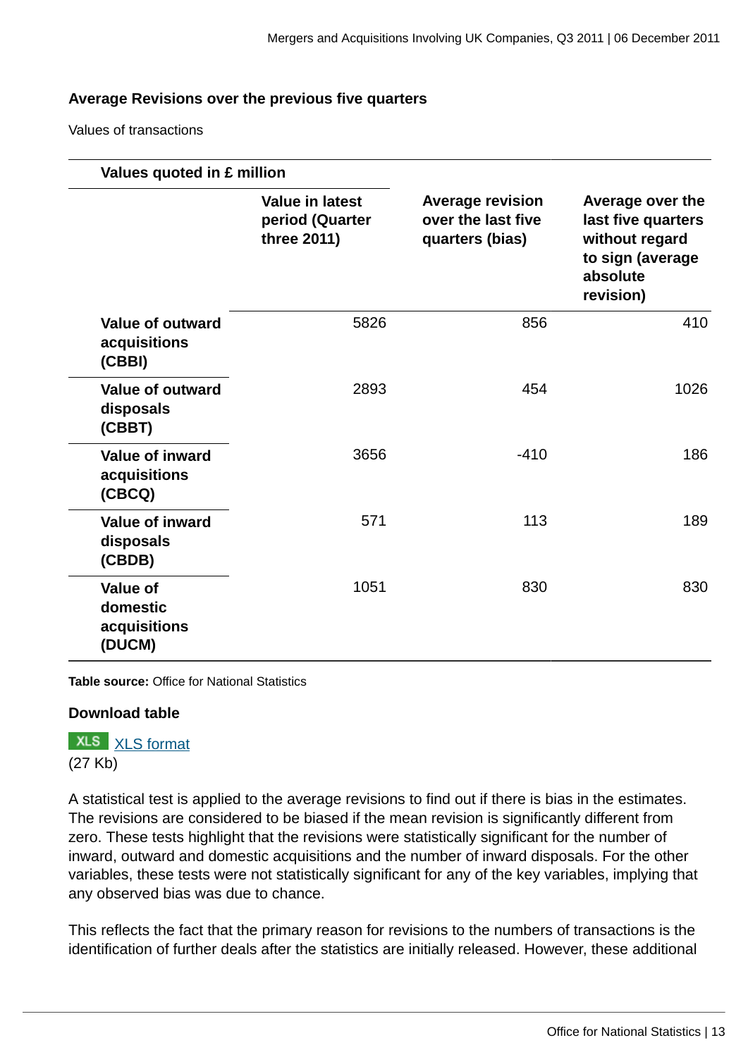**Average Revisions over the previous five quarters**

Values of transactions

| Values quoted in £ million | Value in latest period (Quarter three 2011) | Average revision over the last five quarters (bias) | Average over the last five quarters without regard to sign (average absolute revision) |
|---|---|---|---|
| **Value of outward acquisitions (CBBI)** | 5826 | 856 | 410 |
| **Value of outward disposals (CBBT)** | 2893 | 454 | 1026 |
| **Value of inward acquisitions (CBCQ)** | 3656 | -410 | 186 |
| **Value of inward disposals (CBDB)** | 571 | 113 | 189 |
| **Value of domestic acquisitions (DUCM)** | 1051 | 830 | 830 |

**Table source:** Office for National Statistics

**Download table**

XLS format (27 Kb)

A statistical test is applied to the average revisions to find out if there is bias in the estimates. The revisions are considered to be biased if the mean revision is significantly different from zero. These tests highlight that the revisions were statistically significant for the number of inward, outward and domestic acquisitions and the number of inward disposals. For the other variables, these tests were not statistically significant for any of the key variables, implying that any observed bias was due to chance.

This reflects the fact that the primary reason for revisions to the numbers of transactions is the identification of further deals after the statistics are initially released. However, these additional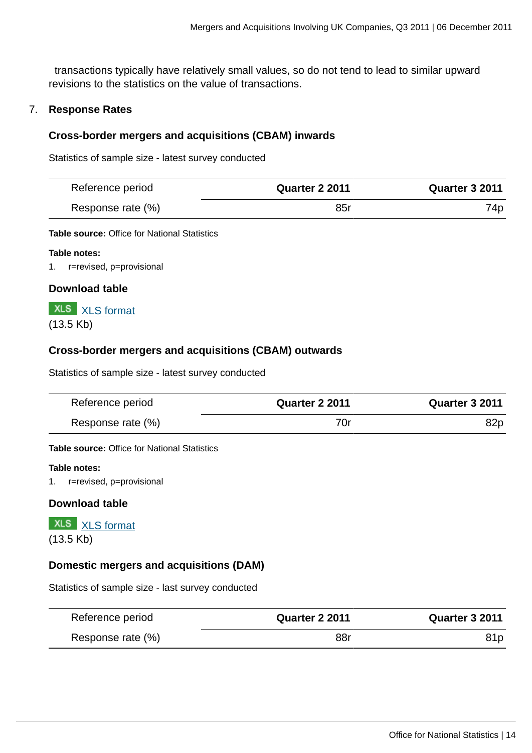transactions typically have relatively small values, so do not tend to lead to similar upward revisions to the statistics on the value of transactions.

## 7. Response Rates

### Cross-border mergers and acquisitions (CBAM) inwards

Statistics of sample size - latest survey conducted

| Reference period | Quarter 2 2011 | Quarter 3 2011 |
|---|---|---|
| Response rate (%) | 85r | 74p |

**Table source:** Office for National Statistics

**Table notes:**

1. r=revised, p=provisional

### Download table

XLS XLS format
(13.5 Kb)

### Cross-border mergers and acquisitions (CBAM) outwards

Statistics of sample size - latest survey conducted

| Reference period | Quarter 2 2011 | Quarter 3 2011 |
|---|---|---|
| Response rate (%) | 70r | 82p |

**Table source:** Office for National Statistics

**Table notes:**

1. r=revised, p=provisional

### Download table

XLS XLS format
(13.5 Kb)

### Domestic mergers and acquisitions (DAM)

Statistics of sample size - last survey conducted

| Reference period | Quarter 2 2011 | Quarter 3 2011 |
|---|---|---|
| Response rate (%) | 88r | 81p |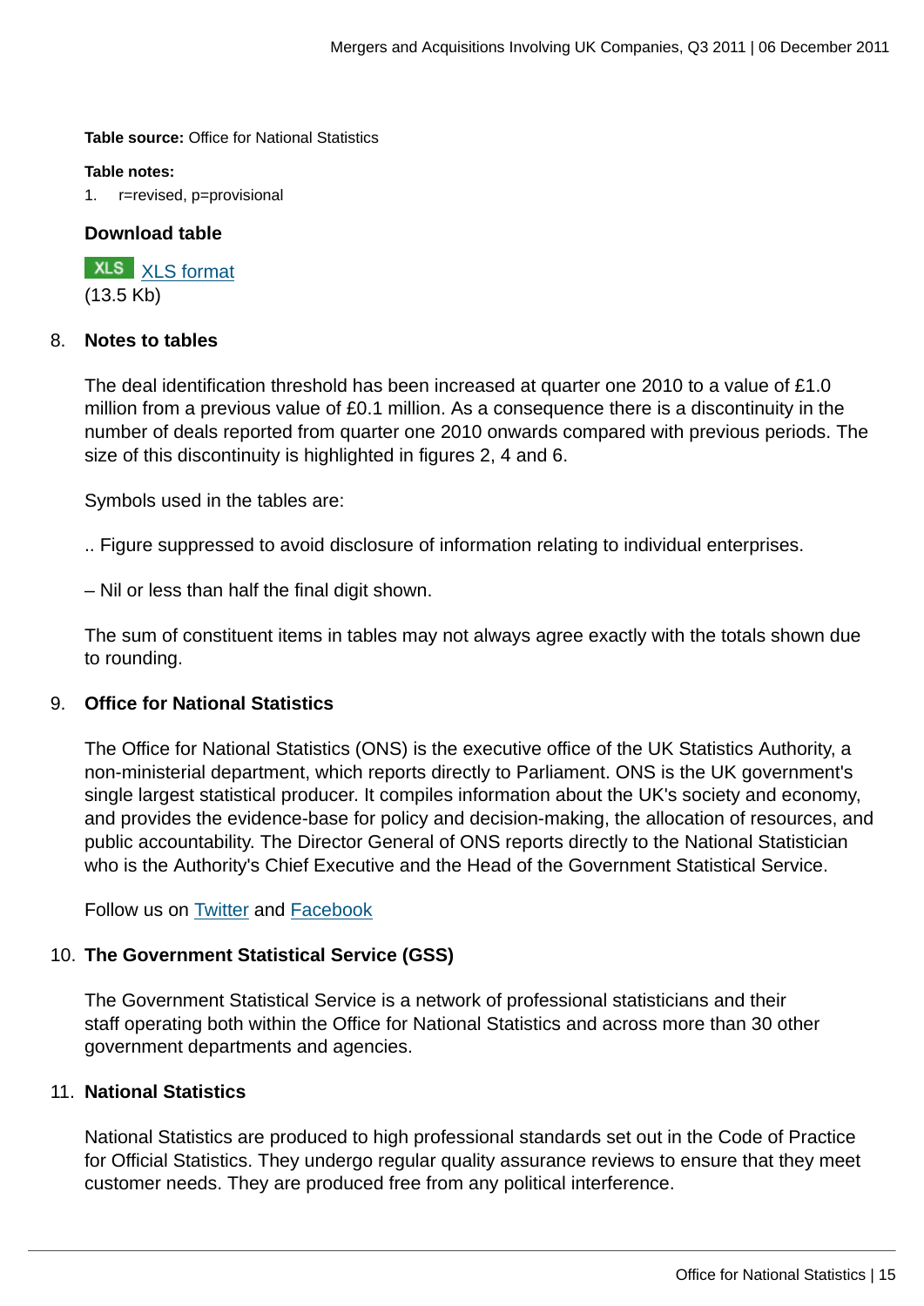**Table source:** Office for National Statistics

**Table notes:**

1. r=revised, p=provisional

**Download table**

XLS [XLS format](#)
(13.5 Kb)

8. **Notes to tables**

   The deal identification threshold has been increased at quarter one 2010 to a value of £1.0 million from a previous value of £0.1 million. As a consequence there is a discontinuity in the number of deals reported from quarter one 2010 onwards compared with previous periods. The size of this discontinuity is highlighted in figures 2, 4 and 6.

   Symbols used in the tables are:

   .. Figure suppressed to avoid disclosure of information relating to individual enterprises.

   – Nil or less than half the final digit shown.

   The sum of constituent items in tables may not always agree exactly with the totals shown due to rounding.

9. **Office for National Statistics**

   The Office for National Statistics (ONS) is the executive office of the UK Statistics Authority, a non-ministerial department, which reports directly to Parliament. ONS is the UK government's single largest statistical producer. It compiles information about the UK's society and economy, and provides the evidence-base for policy and decision-making, the allocation of resources, and public accountability. The Director General of ONS reports directly to the National Statistician who is the Authority's Chief Executive and the Head of the Government Statistical Service.

   Follow us on [Twitter](#) and [Facebook](#)

10. **The Government Statistical Service (GSS)**

    The Government Statistical Service is a network of professional statisticians and their staff operating both within the Office for National Statistics and across more than 30 other government departments and agencies.

11. **National Statistics**

    National Statistics are produced to high professional standards set out in the Code of Practice for Official Statistics. They undergo regular quality assurance reviews to ensure that they meet customer needs. They are produced free from any political interference.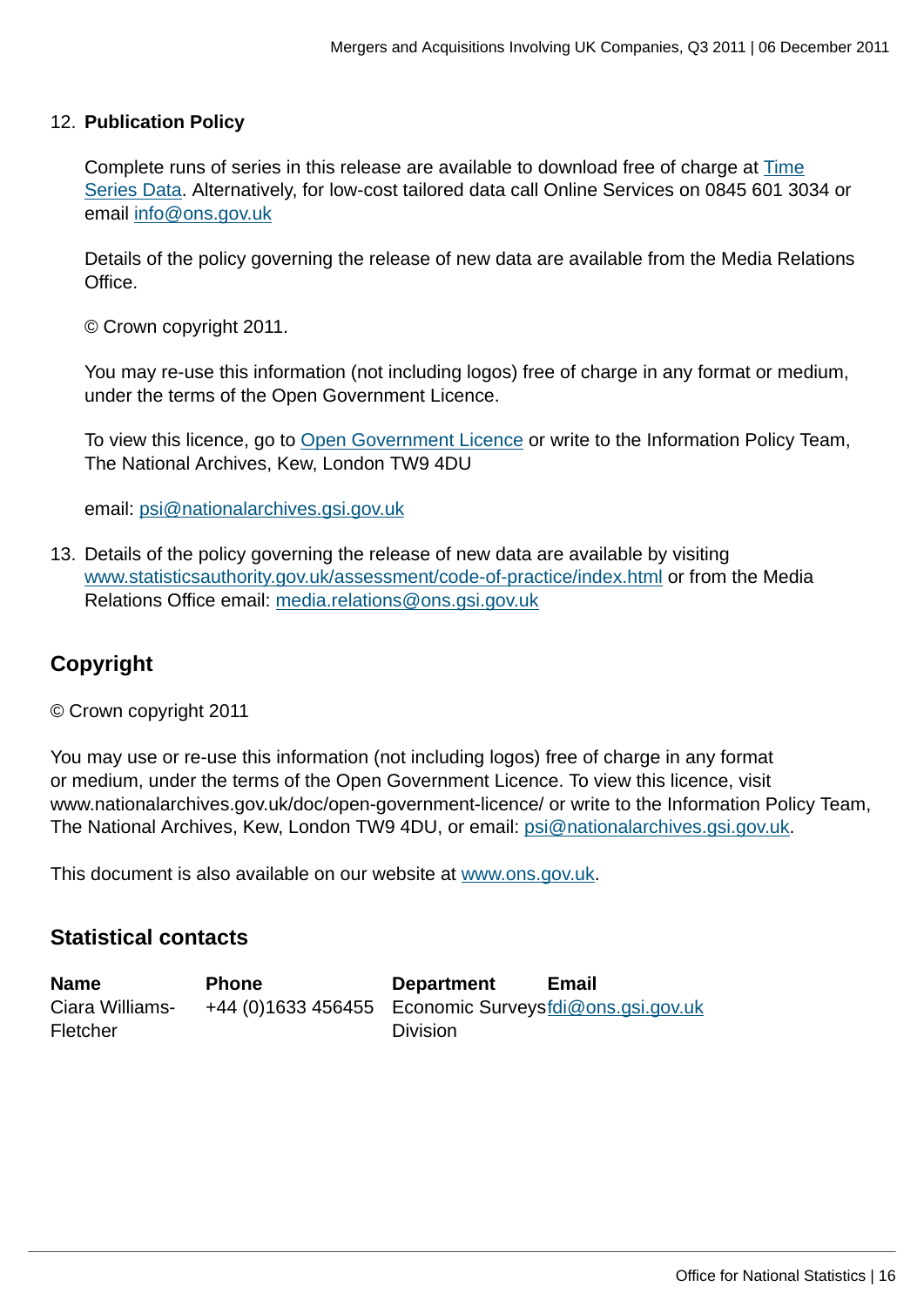12. **Publication Policy**

    Complete runs of series in this release are available to download free of charge at Time Series Data. Alternatively, for low-cost tailored data call Online Services on 0845 601 3034 or email info@ons.gov.uk

    Details of the policy governing the release of new data are available from the Media Relations Office.

    © Crown copyright 2011.

    You may re-use this information (not including logos) free of charge in any format or medium, under the terms of the Open Government Licence.

    To view this licence, go to Open Government Licence or write to the Information Policy Team, The National Archives, Kew, London TW9 4DU

    email: psi@nationalarchives.gsi.gov.uk

13. Details of the policy governing the release of new data are available by visiting www.statisticsauthority.gov.uk/assessment/code-of-practice/index.html or from the Media Relations Office email: media.relations@ons.gsi.gov.uk

## Copyright

© Crown copyright 2011

You may use or re-use this information (not including logos) free of charge in any format or medium, under the terms of the Open Government Licence. To view this licence, visit www.nationalarchives.gov.uk/doc/open-government-licence/ or write to the Information Policy Team, The National Archives, Kew, London TW9 4DU, or email: psi@nationalarchives.gsi.gov.uk.

This document is also available on our website at www.ons.gov.uk.

## Statistical contacts

| Name | Phone | Department | Email |
|---|---|---|---|
| Ciara Williams-Fletcher | +44 (0)1633 456455 | Economic Surveys Division | fdi@ons.gsi.gov.uk |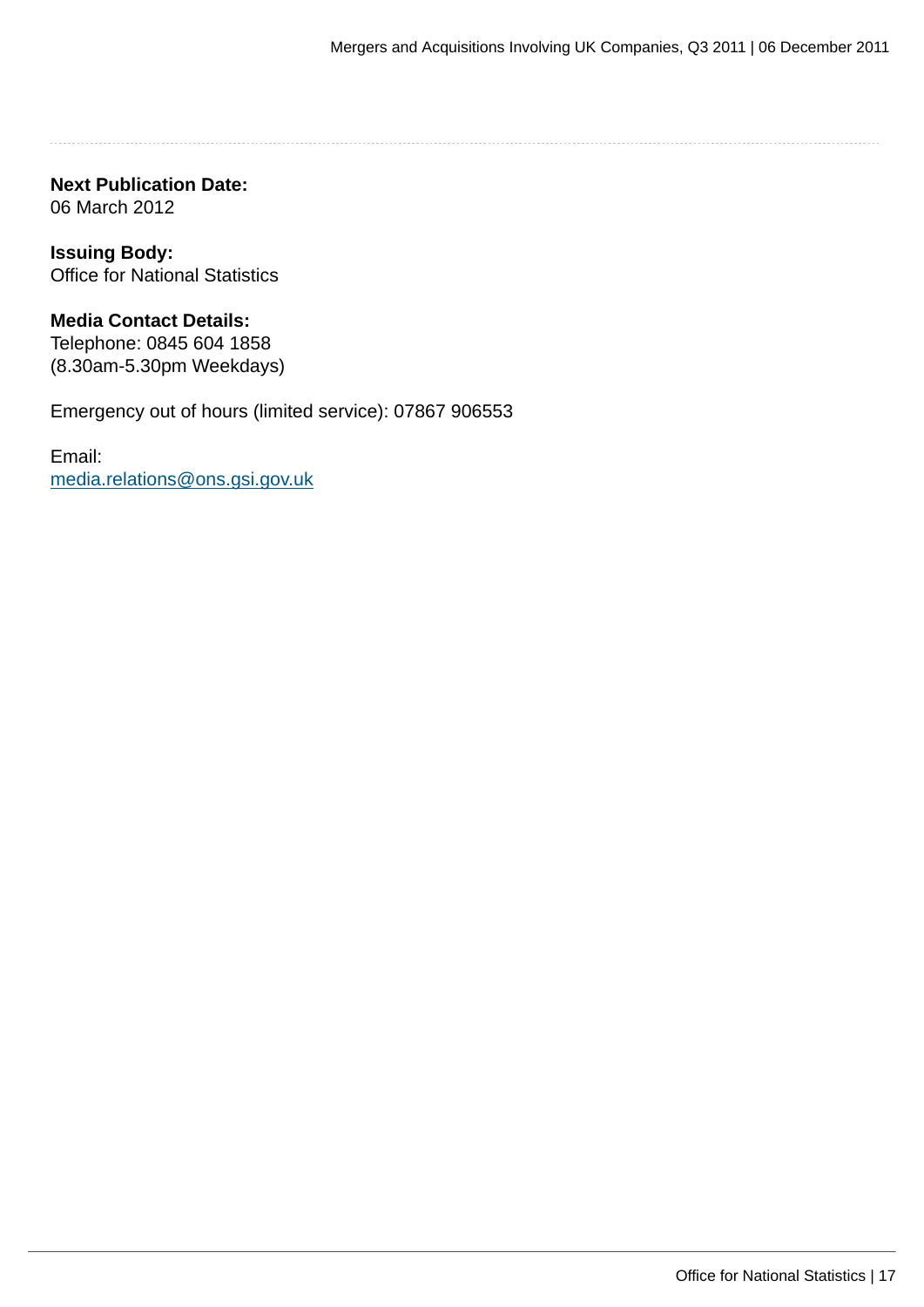**Next Publication Date:**
06 March 2012

**Issuing Body:**
Office for National Statistics

**Media Contact Details:**
Telephone: 0845 604 1858
(8.30am-5.30pm Weekdays)

Emergency out of hours (limited service): 07867 906553

Email:
media.relations@ons.gsi.gov.uk